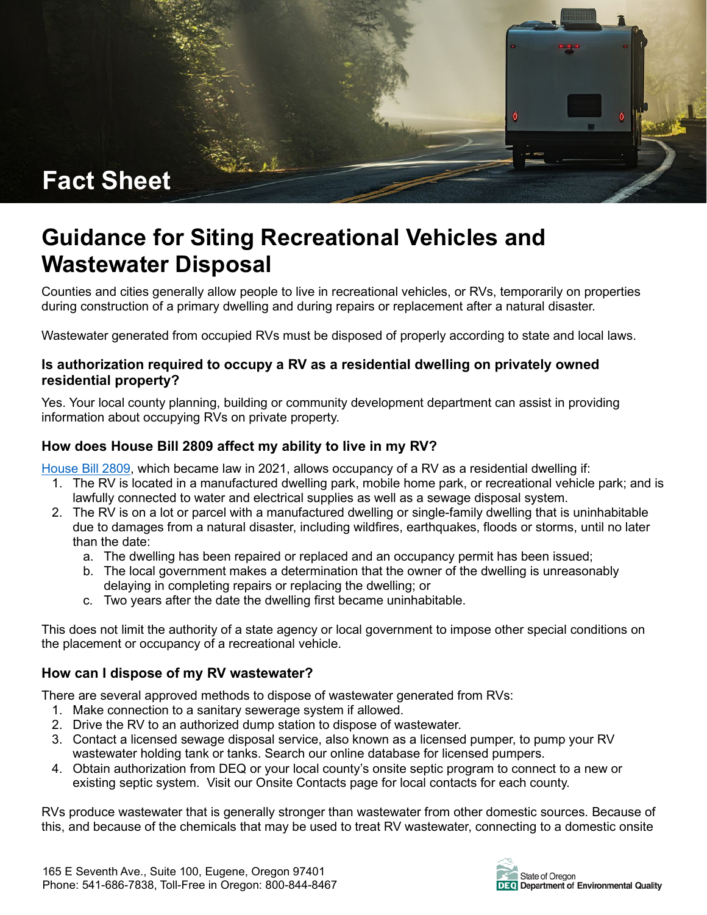Fact Sheet

# Guidance for Siting Recreational Vehicles and Wastewater Disposal

Counties and cities generally allow people to live in recreational vehicles, or RVs, temporarily on properties during construction of a primary dwelling and during repairs or replacement after a natural disaster.

Wastewater generated from occupied RVs must be disposed of properly according to state and local laws.

### Is authorization required to occupy a RV as a residential dwelling on privately owned residential property?

Yes. Your local county planning, building or community development department can assist in providing information about occupying RVs on private property.

### How does House Bill 2809 affect my ability to live in my RV?

House Bill 2809, which became law in 2021, allows occupancy of a RV as a residential dwelling if:

1. The RV is located in a manufactured dwelling park, mobile home park, or recreational vehicle park; and is lawfully connected to water and electrical supplies as well as a sewage disposal system.
2. The RV is on a lot or parcel with a manufactured dwelling or single-family dwelling that is uninhabitable due to damages from a natural disaster, including wildfires, earthquakes, floods or storms, until no later than the date:
   a. The dwelling has been repaired or replaced and an occupancy permit has been issued;
   b. The local government makes a determination that the owner of the dwelling is unreasonably delaying in completing repairs or replacing the dwelling; or
   c. Two years after the date the dwelling first became uninhabitable.

This does not limit the authority of a state agency or local government to impose other special conditions on the placement or occupancy of a recreational vehicle.

### How can I dispose of my RV wastewater?

There are several approved methods to dispose of wastewater generated from RVs:

1. Make connection to a sanitary sewerage system if allowed.
2. Drive the RV to an authorized dump station to dispose of wastewater.
3. Contact a licensed sewage disposal service, also known as a licensed pumper, to pump your RV wastewater holding tank or tanks. Search our online database for licensed pumpers.
4. Obtain authorization from DEQ or your local county's onsite septic program to connect to a new or existing septic system. Visit our Onsite Contacts page for local contacts for each county.

RVs produce wastewater that is generally stronger than wastewater from other domestic sources. Because of this, and because of the chemicals that may be used to treat RV wastewater, connecting to a domestic onsite

165 E Seventh Ave., Suite 100, Eugene, Oregon 97401
Phone: 541-686-7838, Toll-Free in Oregon: 800-844-8467

State of Oregon
DEQ Department of Environmental Quality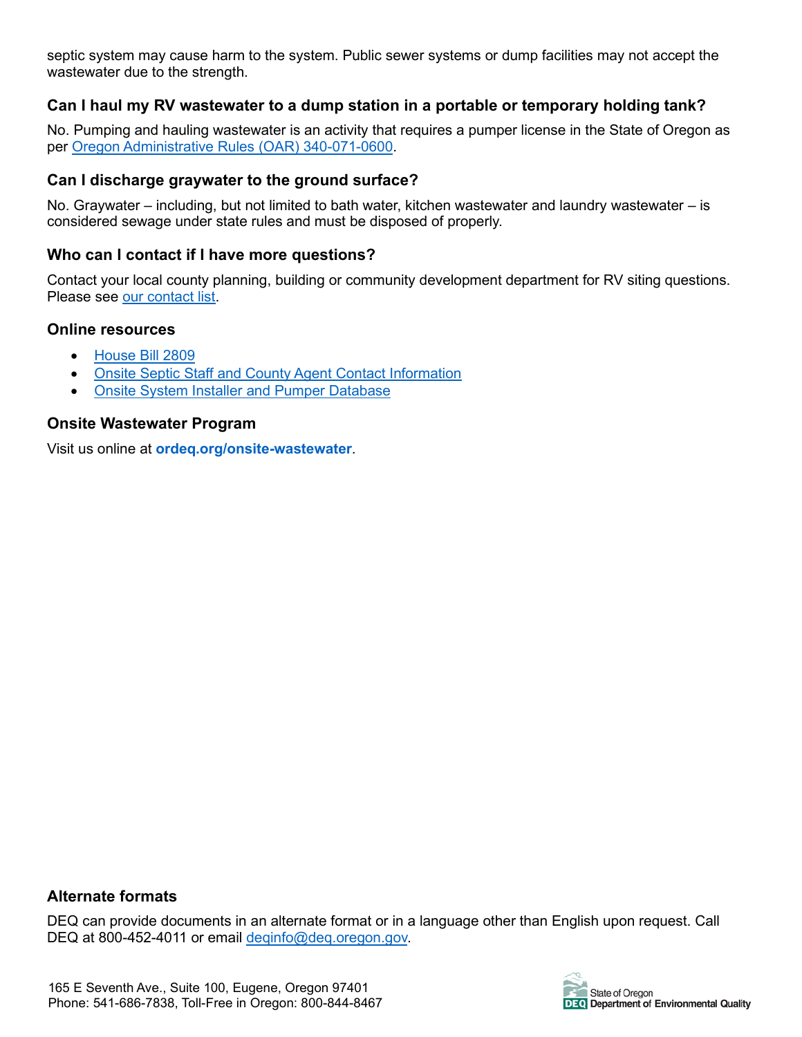septic system may cause harm to the system. Public sewer systems or dump facilities may not accept the wastewater due to the strength.

### Can I haul my RV wastewater to a dump station in a portable or temporary holding tank?

No. Pumping and hauling wastewater is an activity that requires a pumper license in the State of Oregon as per Oregon Administrative Rules (OAR) 340-071-0600.

### Can I discharge graywater to the ground surface?

No. Graywater – including, but not limited to bath water, kitchen wastewater and laundry wastewater – is considered sewage under state rules and must be disposed of properly.

### Who can I contact if I have more questions?

Contact your local county planning, building or community development department for RV siting questions. Please see our contact list.

### Online resources

- House Bill 2809
- Onsite Septic Staff and County Agent Contact Information
- Onsite System Installer and Pumper Database

### Onsite Wastewater Program

Visit us online at **ordeq.org/onsite-wastewater**.

### Alternate formats

DEQ can provide documents in an alternate format or in a language other than English upon request. Call DEQ at 800-452-4011 or email deqinfo@deq.oregon.gov.

165 E Seventh Ave., Suite 100, Eugene, Oregon 97401
Phone: 541-686-7838, Toll-Free in Oregon: 800-844-8467

State of Oregon
DEQ Department of Environmental Quality